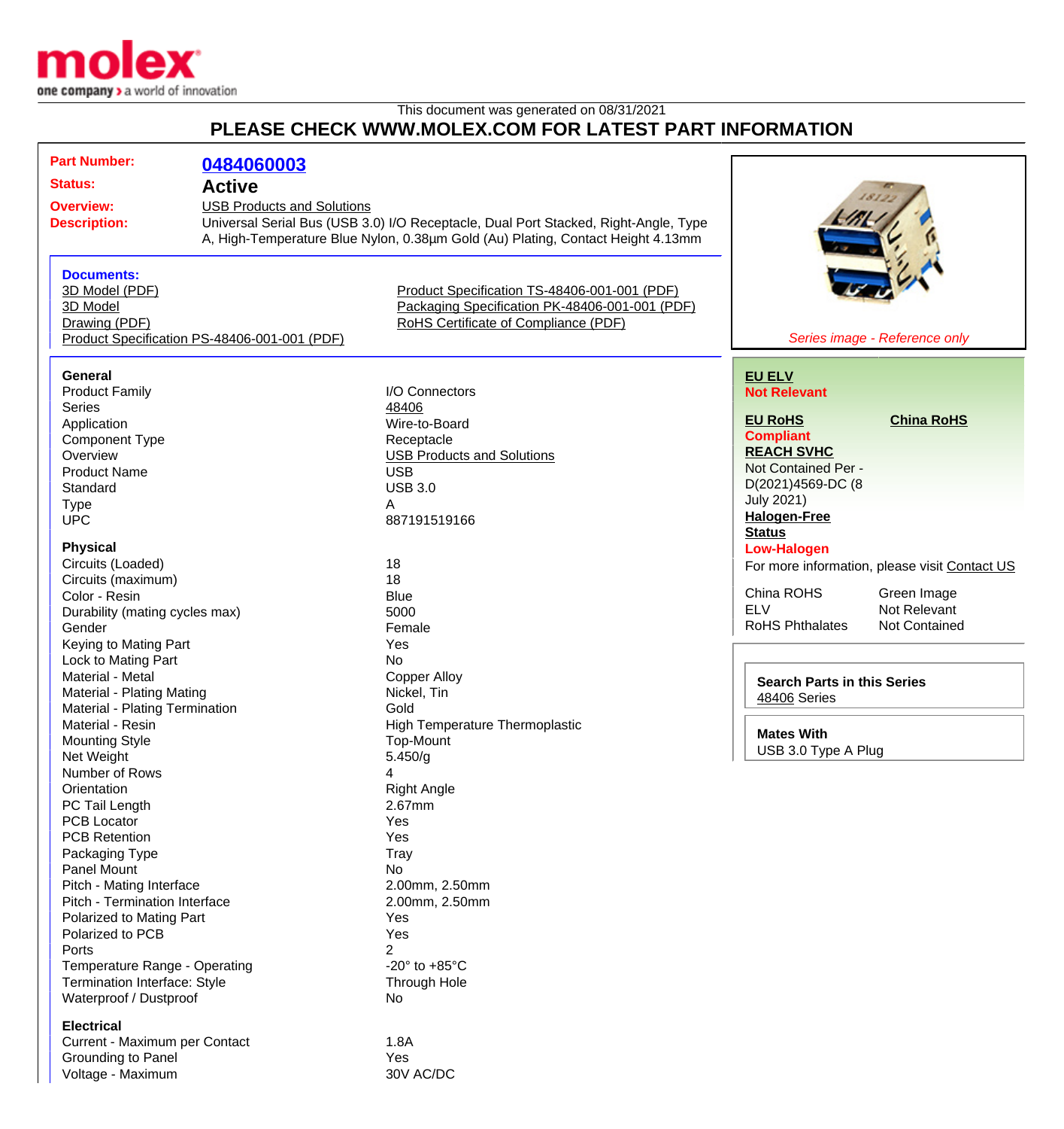This document was generated on 08/31/2021

# PLEASE CHECK WWW.MOLEX.COM FOR LATEST PART INFORMATION

**Part Number:** 0484060003

**Status:** Active

**Overview:** USB Products and Solutions

**Description:** Universal Serial Bus (USB 3.0) I/O Receptacle, Dual Port Stacked, Right-Angle, Type A, High-Temperature Blue Nylon, 0.38µm Gold (Au) Plating, Contact Height 4.13mm

**Documents:**

- 3D Model (PDF)
- 3D Model
- Drawing (PDF)
- Product Specification PS-48406-001-001 (PDF)
- Product Specification TS-48406-001-001 (PDF)
- Packaging Specification PK-48406-001-001 (PDF)
- RoHS Certificate of Compliance (PDF)

*Series image - Reference only*

**EU ELV**
Not Relevant

**EU RoHS**
Compliant

**China RoHS**

**REACH SVHC**
Not Contained Per - D(2021)4569-DC (8 July 2021)

**Halogen-Free Status**
Low-Halogen

For more information, please visit Contact US

| | |
|---|---|
| China ROHS | Green Image |
| ELV | Not Relevant |
| RoHS Phthalates | Not Contained |

**Search Parts in this Series**
48406 Series

**Mates With**
USB 3.0 Type A Plug

### General

| | |
|---|---|
| Product Family | I/O Connectors |
| Series | 48406 |
| Application | Wire-to-Board |
| Component Type | Receptacle |
| Overview | USB Products and Solutions |
| Product Name | USB |
| Standard | USB 3.0 |
| Type | A |
| UPC | 887191519166 |

### Physical

| | |
|---|---|
| Circuits (Loaded) | 18 |
| Circuits (maximum) | 18 |
| Color - Resin | Blue |
| Durability (mating cycles max) | 5000 |
| Gender | Female |
| Keying to Mating Part | Yes |
| Lock to Mating Part | No |
| Material - Metal | Copper Alloy |
| Material - Plating Mating | Nickel, Tin |
| Material - Plating Termination | Gold |
| Material - Resin | High Temperature Thermoplastic |
| Mounting Style | Top-Mount |
| Net Weight | 5.450/g |
| Number of Rows | 4 |
| Orientation | Right Angle |
| PC Tail Length | 2.67mm |
| PCB Locator | Yes |
| PCB Retention | Yes |
| Packaging Type | Tray |
| Panel Mount | No |
| Pitch - Mating Interface | 2.00mm, 2.50mm |
| Pitch - Termination Interface | 2.00mm, 2.50mm |
| Polarized to Mating Part | Yes |
| Polarized to PCB | Yes |
| Ports | 2 |
| Temperature Range - Operating | -20° to +85°C |
| Termination Interface: Style | Through Hole |
| Waterproof / Dustproof | No |

### Electrical

| | |
|---|---|
| Current - Maximum per Contact | 1.8A |
| Grounding to Panel | Yes |
| Voltage - Maximum | 30V AC/DC |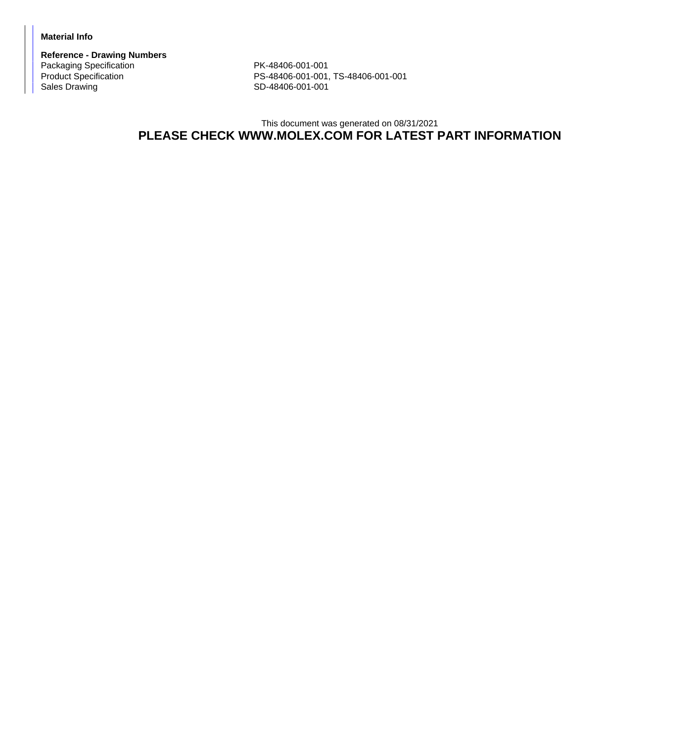**Material Info**

**Reference - Drawing Numbers**

| | |
|---|---|
| Packaging Specification | PK-48406-001-001 |
| Product Specification | PS-48406-001-001, TS-48406-001-001 |
| Sales Drawing | SD-48406-001-001 |

This document was generated on 08/31/2021

**PLEASE CHECK WWW.MOLEX.COM FOR LATEST PART INFORMATION**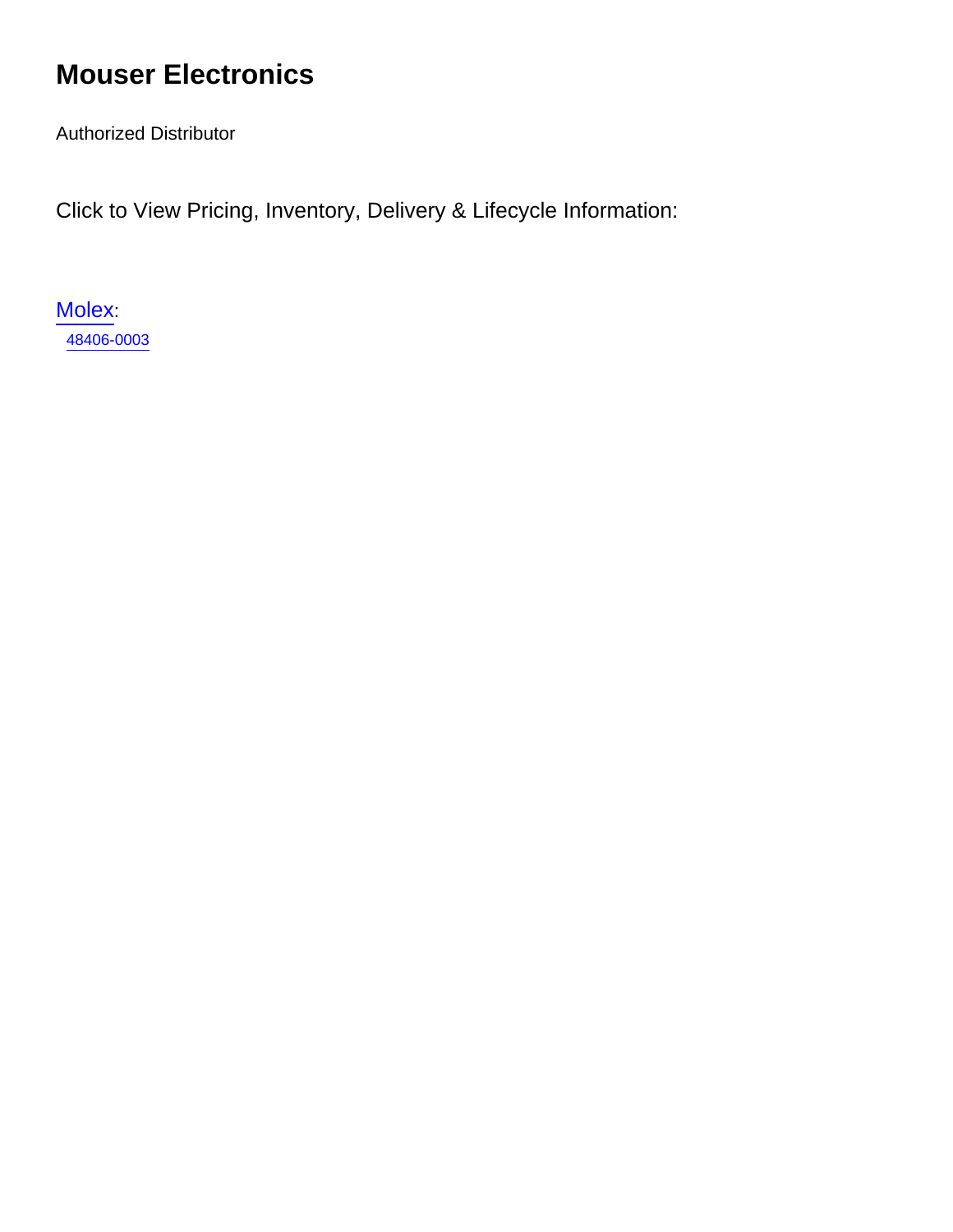# Mouser Electronics

Authorized Distributor

Click to View Pricing, Inventory, Delivery & Lifecycle Information:

Molex:

48406-0003